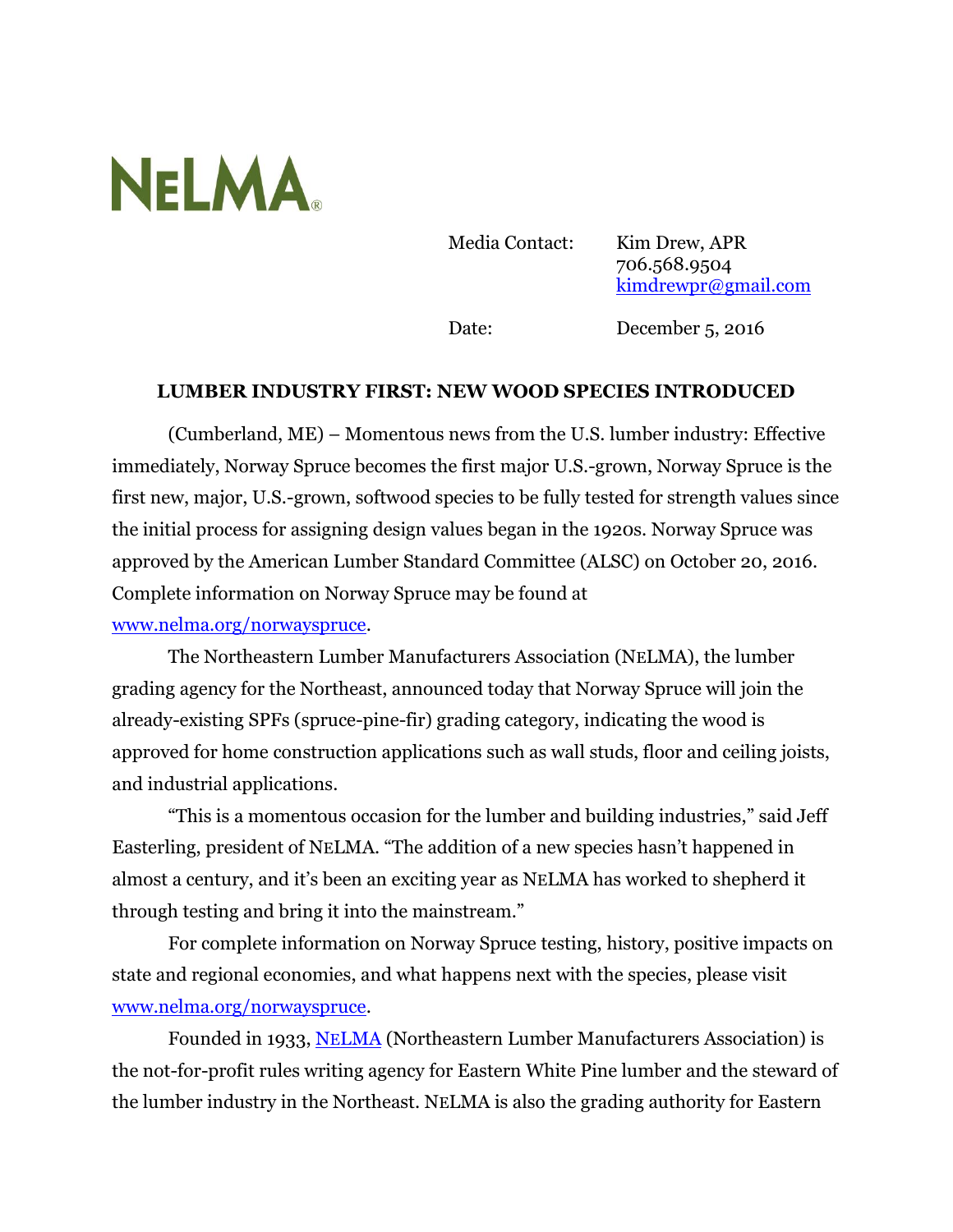NELMA®

Media Contact: Kim Drew, APR
706.568.9504
kimdrewpr@gmail.com

Date: December 5, 2016

**LUMBER INDUSTRY FIRST: NEW WOOD SPECIES INTRODUCED**

(Cumberland, ME) – Momentous news from the U.S. lumber industry: Effective immediately, Norway Spruce becomes the first major U.S.-grown, Norway Spruce is the first new, major, U.S.-grown, softwood species to be fully tested for strength values since the initial process for assigning design values began in the 1920s. Norway Spruce was approved by the American Lumber Standard Committee (ALSC) on October 20, 2016. Complete information on Norway Spruce may be found at www.nelma.org/norwayspruce.

The Northeastern Lumber Manufacturers Association (NELMA), the lumber grading agency for the Northeast, announced today that Norway Spruce will join the already-existing SPFs (spruce-pine-fir) grading category, indicating the wood is approved for home construction applications such as wall studs, floor and ceiling joists, and industrial applications.

"This is a momentous occasion for the lumber and building industries," said Jeff Easterling, president of NELMA. "The addition of a new species hasn't happened in almost a century, and it's been an exciting year as NELMA has worked to shepherd it through testing and bring it into the mainstream."

For complete information on Norway Spruce testing, history, positive impacts on state and regional economies, and what happens next with the species, please visit www.nelma.org/norwayspruce.

Founded in 1933, NELMA (Northeastern Lumber Manufacturers Association) is the not-for-profit rules writing agency for Eastern White Pine lumber and the steward of the lumber industry in the Northeast. NELMA is also the grading authority for Eastern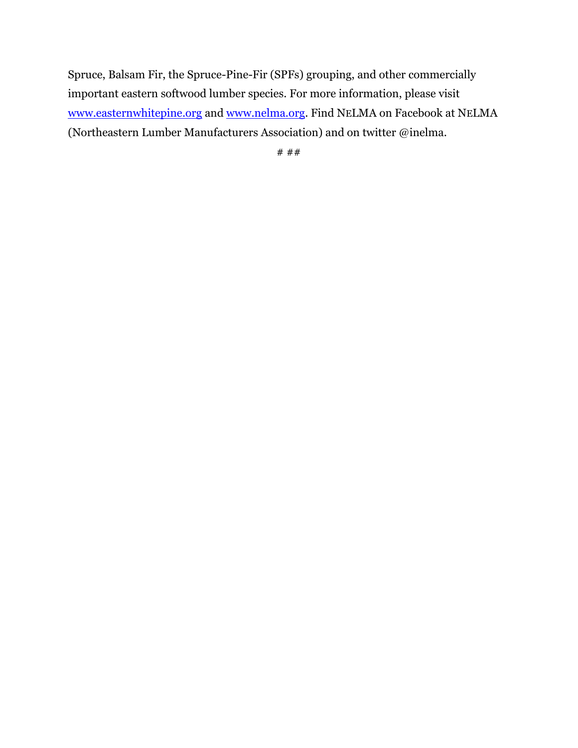Spruce, Balsam Fir, the Spruce-Pine-Fir (SPFs) grouping, and other commercially important eastern softwood lumber species. For more information, please visit www.easternwhitepine.org and www.nelma.org. Find NELMA on Facebook at NELMA (Northeastern Lumber Manufacturers Association) and on twitter @inelma.

# ##